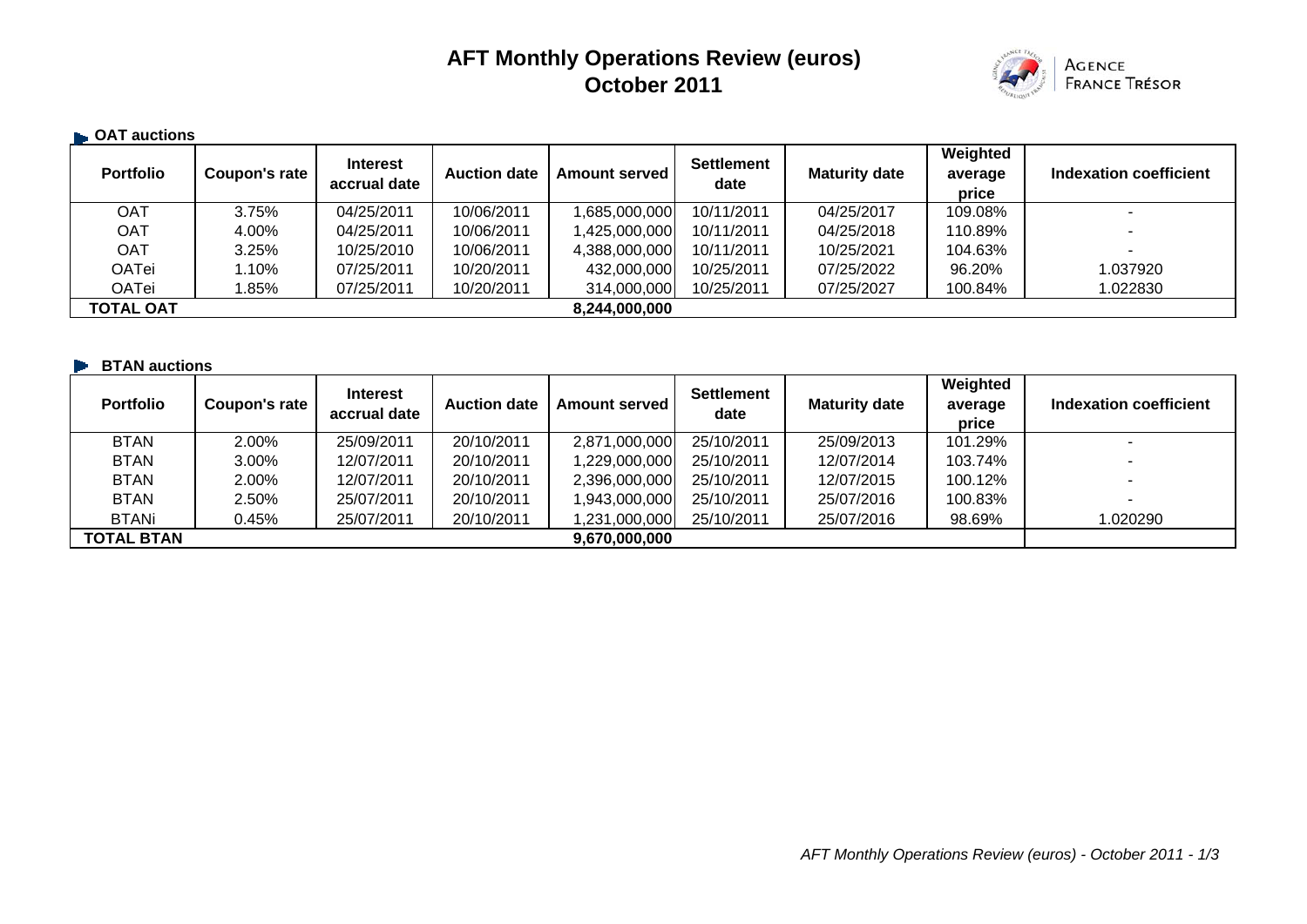# AFT Monthly Operations Review (euros)
## October 2011

AGENCE FRANCE TRÉSOR

### OAT auctions

| Portfolio | Coupon's rate | Interest accrual date | Auction date | Amount served | Settlement date | Maturity date | Weighted average price | Indexation coefficient |
|---|---|---|---|---|---|---|---|---|
| OAT | 3.75% | 04/25/2011 | 10/06/2011 | 1,685,000,000 | 10/11/2011 | 04/25/2017 | 109.08% | - |
| OAT | 4.00% | 04/25/2011 | 10/06/2011 | 1,425,000,000 | 10/11/2011 | 04/25/2018 | 110.89% | - |
| OAT | 3.25% | 10/25/2010 | 10/06/2011 | 4,388,000,000 | 10/11/2011 | 10/25/2021 | 104.63% | - |
| OATei | 1.10% | 07/25/2011 | 10/20/2011 | 432,000,000 | 10/25/2011 | 07/25/2022 | 96.20% | 1.037920 |
| OATei | 1.85% | 07/25/2011 | 10/20/2011 | 314,000,000 | 10/25/2011 | 07/25/2027 | 100.84% | 1.022830 |
| **TOTAL OAT** | | | | **8,244,000,000** | | | | |

### BTAN auctions

| Portfolio | Coupon's rate | Interest accrual date | Auction date | Amount served | Settlement date | Maturity date | Weighted average price | Indexation coefficient |
|---|---|---|---|---|---|---|---|---|
| BTAN | 2.00% | 25/09/2011 | 20/10/2011 | 2,871,000,000 | 25/10/2011 | 25/09/2013 | 101.29% | - |
| BTAN | 3.00% | 12/07/2011 | 20/10/2011 | 1,229,000,000 | 25/10/2011 | 12/07/2014 | 103.74% | - |
| BTAN | 2.00% | 12/07/2011 | 20/10/2011 | 2,396,000,000 | 25/10/2011 | 12/07/2015 | 100.12% | - |
| BTAN | 2.50% | 25/07/2011 | 20/10/2011 | 1,943,000,000 | 25/10/2011 | 25/07/2016 | 100.83% | - |
| BTANi | 0.45% | 25/07/2011 | 20/10/2011 | 1,231,000,000 | 25/10/2011 | 25/07/2016 | 98.69% | 1.020290 |
| **TOTAL BTAN** | | | | **9,670,000,000** | | | | |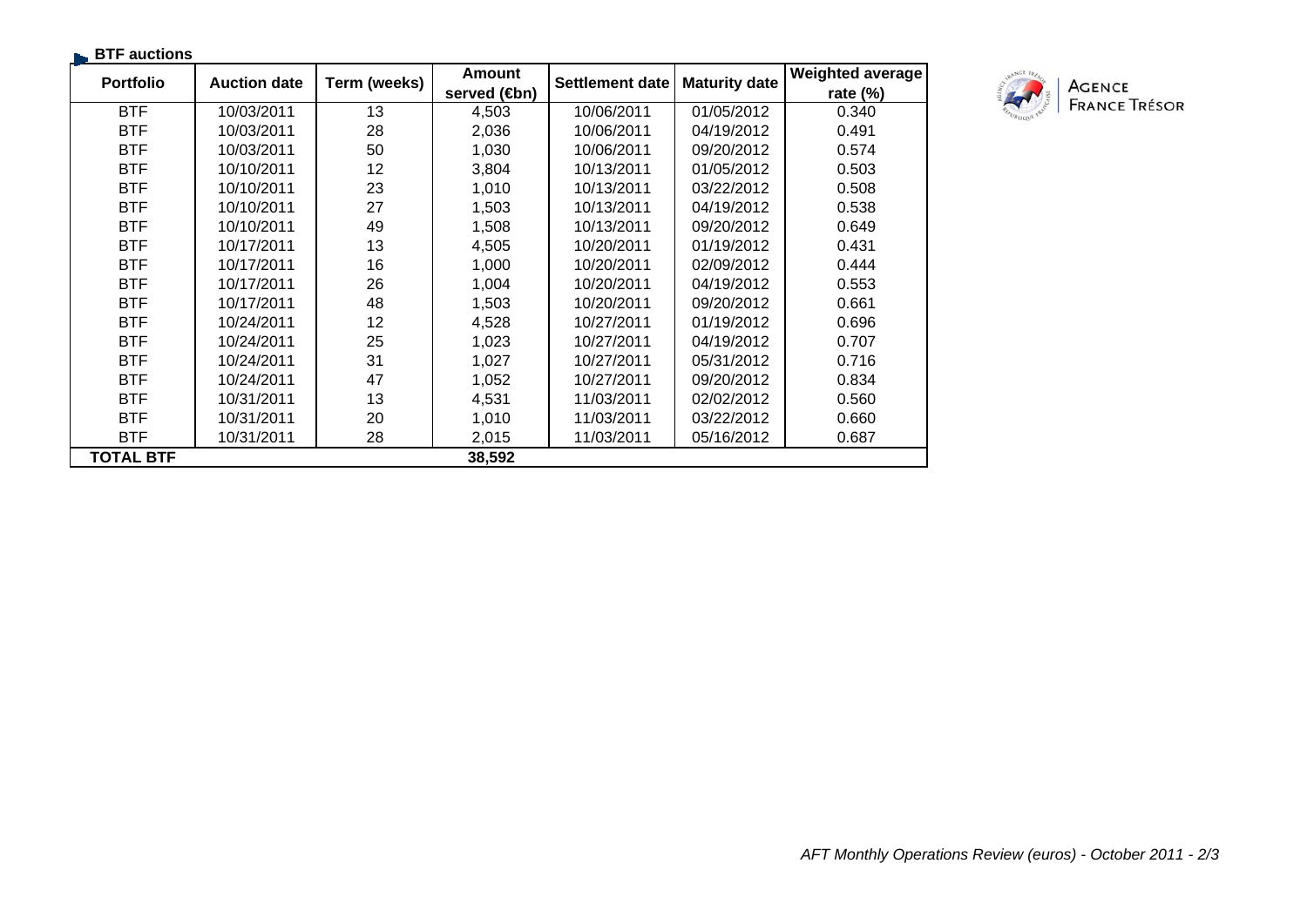## BTF auctions

| Portfolio | Auction date | Term (weeks) | Amount served (€bn) | Settlement date | Maturity date | Weighted average rate (%) |
|---|---|---|---|---|---|---|
| BTF | 10/03/2011 | 13 | 4,503 | 10/06/2011 | 01/05/2012 | 0.340 |
| BTF | 10/03/2011 | 28 | 2,036 | 10/06/2011 | 04/19/2012 | 0.491 |
| BTF | 10/03/2011 | 50 | 1,030 | 10/06/2011 | 09/20/2012 | 0.574 |
| BTF | 10/10/2011 | 12 | 3,804 | 10/13/2011 | 01/05/2012 | 0.503 |
| BTF | 10/10/2011 | 23 | 1,010 | 10/13/2011 | 03/22/2012 | 0.508 |
| BTF | 10/10/2011 | 27 | 1,503 | 10/13/2011 | 04/19/2012 | 0.538 |
| BTF | 10/10/2011 | 49 | 1,508 | 10/13/2011 | 09/20/2012 | 0.649 |
| BTF | 10/17/2011 | 13 | 4,505 | 10/20/2011 | 01/19/2012 | 0.431 |
| BTF | 10/17/2011 | 16 | 1,000 | 10/20/2011 | 02/09/2012 | 0.444 |
| BTF | 10/17/2011 | 26 | 1,004 | 10/20/2011 | 04/19/2012 | 0.553 |
| BTF | 10/17/2011 | 48 | 1,503 | 10/20/2011 | 09/20/2012 | 0.661 |
| BTF | 10/24/2011 | 12 | 4,528 | 10/27/2011 | 01/19/2012 | 0.696 |
| BTF | 10/24/2011 | 25 | 1,023 | 10/27/2011 | 04/19/2012 | 0.707 |
| BTF | 10/24/2011 | 31 | 1,027 | 10/27/2011 | 05/31/2012 | 0.716 |
| BTF | 10/24/2011 | 47 | 1,052 | 10/27/2011 | 09/20/2012 | 0.834 |
| BTF | 10/31/2011 | 13 | 4,531 | 11/03/2011 | 02/02/2012 | 0.560 |
| BTF | 10/31/2011 | 20 | 1,010 | 11/03/2011 | 03/22/2012 | 0.660 |
| BTF | 10/31/2011 | 28 | 2,015 | 11/03/2011 | 05/16/2012 | 0.687 |
| **TOTAL BTF** | | | **38,592** | | | |

AGENCE FRANCE TRÉSOR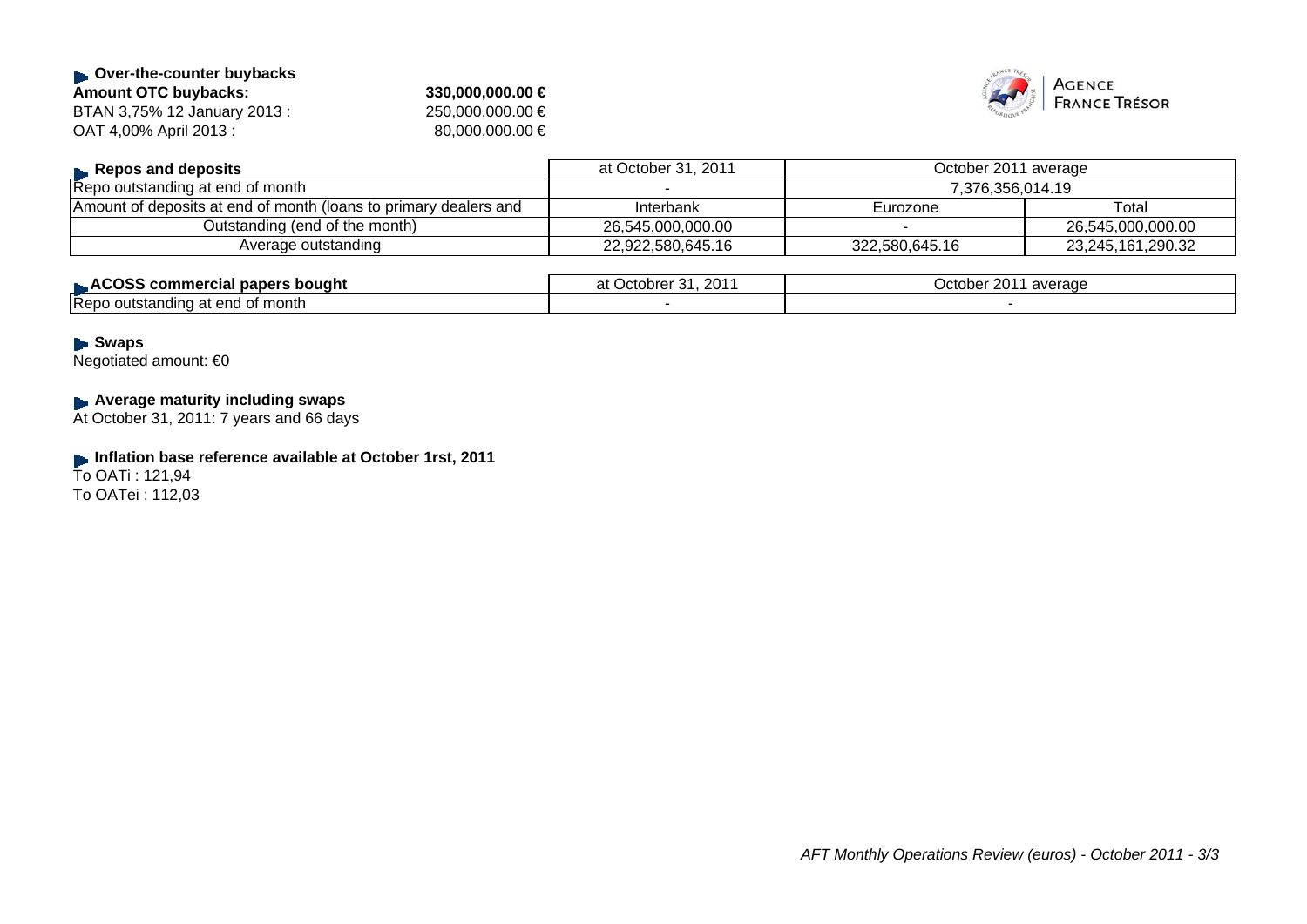### Over-the-counter buybacks

**Amount OTC buybacks: 330,000,000.00 €**

BTAN 3,75% 12 January 2013 : 250,000,000.00 €

OAT 4,00% April 2013 : 80,000,000.00 €

AGENCE FRANCE TRÉSOR

| Repos and deposits | at October 31, 2011 | October 2011 average | |
|---|---|---|---|
| Repo outstanding at end of month | - | 7,376,356,014.19 | |
| Amount of deposits at end of month (loans to primary dealers and | Interbank | Eurozone | Total |
| Outstanding (end of the month) | 26,545,000,000.00 | - | 26,545,000,000.00 |
| Average outstanding | 22,922,580,645.16 | 322,580,645.16 | 23,245,161,290.32 |

| ACOSS commercial papers bought | at Octobrer 31, 2011 | October 2011 average |
|---|---|---|
| Repo outstanding at end of month | - | - |

### Swaps

Negotiated amount: €0

### Average maturity including swaps

At October 31, 2011: 7 years and 66 days

### Inflation base reference available at October 1rst, 2011

To OATi : 121,94

To OATei : 112,03